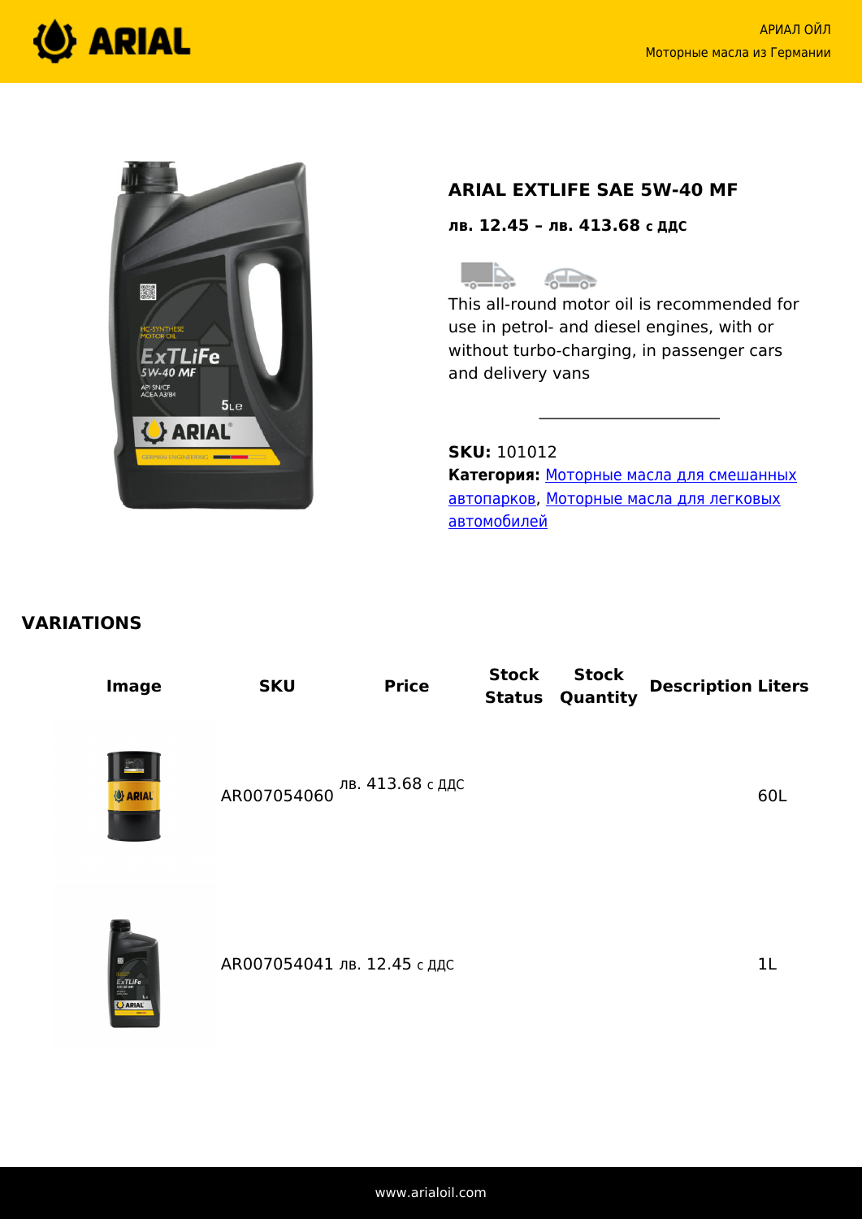# ARIAL EXTLIFE SAE 5W-40 MF

**лв. 12.45 – лв. 413.68 с ДДС**

This all-round motor oil is recommended for use in petrol- and diesel engines, with or without turbo-charging, in passenger cars and delivery vans

**SKU:** 101012

**Категория:** Моторные масла для смешанных автопарков, Моторные масла для легковых автомобилей

## VARIATIONS

| Image | SKU | Price | Stock Status | Stock Quantity | Description | Liters |
|---|---|---|---|---|---|---|
| | AR007054060 | лв. 413.68 с ДДС | | | | 60L |
| | AR007054041 | лв. 12.45 с ДДС | | | | 1L |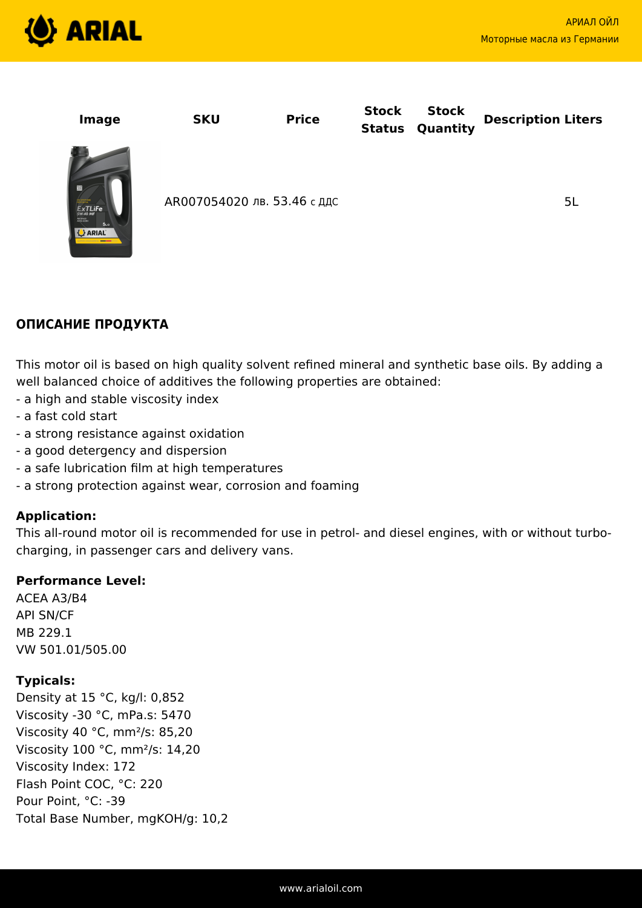| Image | SKU | Price | Stock Status | Stock Quantity | Description | Liters |
|---|---|---|---|---|---|---|
| | AR007054020 | лв. 53.46 с ДДС | | | | 5L |

## ОПИСАНИЕ ПРОДУКТА

This motor oil is based on high quality solvent refined mineral and synthetic base oils. By adding a well balanced choice of additives the following properties are obtained:
- a high and stable viscosity index
- a fast cold start
- a strong resistance against oxidation
- a good detergency and dispersion
- a safe lubrication film at high temperatures
- a strong protection against wear, corrosion and foaming

**Application:**
This all-round motor oil is recommended for use in petrol- and diesel engines, with or without turbo-charging, in passenger cars and delivery vans.

**Performance Level:**
ACEA A3/B4
API SN/CF
MB 229.1
VW 501.01/505.00

**Typicals:**
Density at 15 °C, kg/l: 0,852
Viscosity -30 °C, mPa.s: 5470
Viscosity 40 °C, mm²/s: 85,20
Viscosity 100 °C, mm²/s: 14,20
Viscosity Index: 172
Flash Point COC, °C: 220
Pour Point, °C: -39
Total Base Number, mgKOH/g: 10,2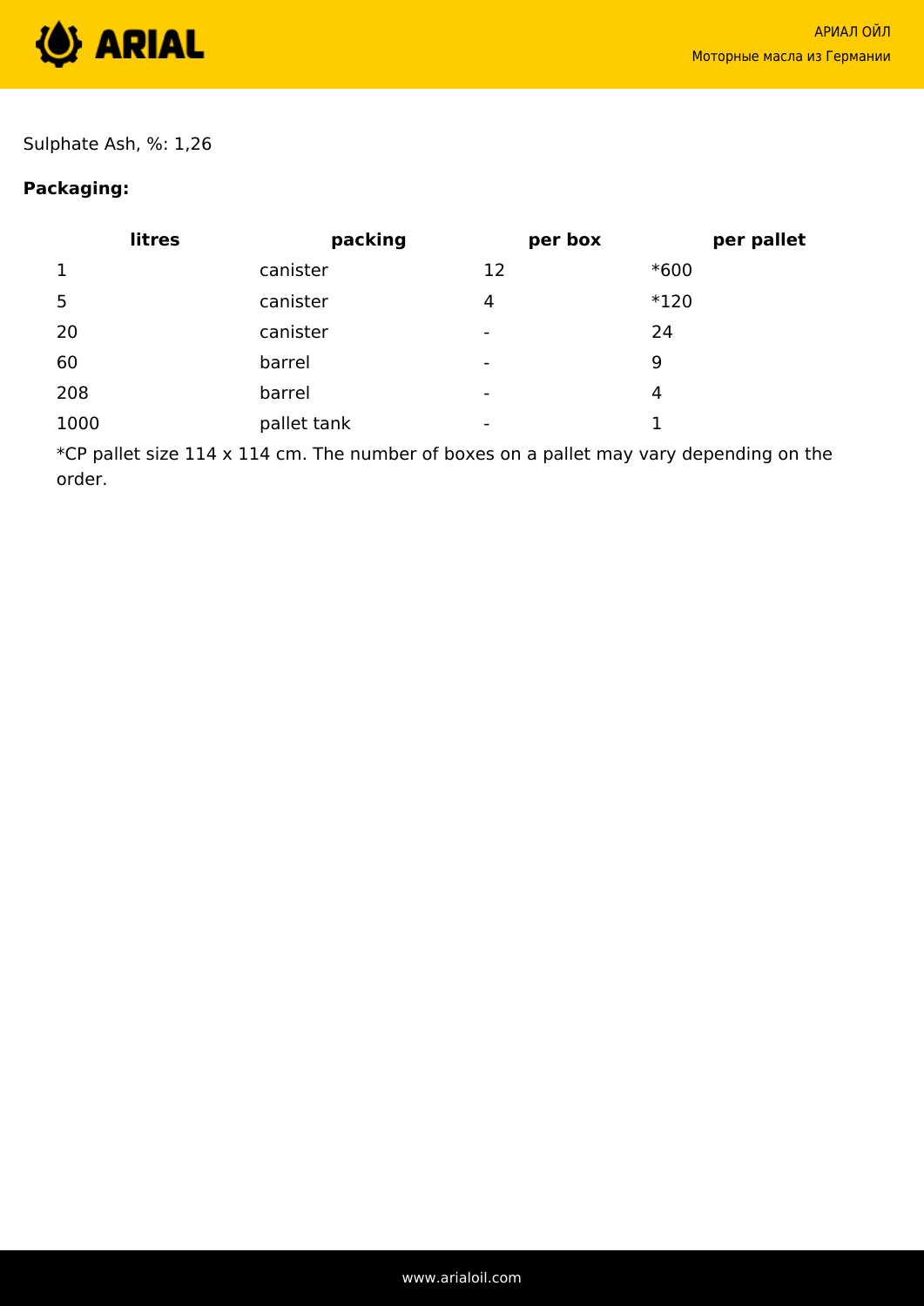Sulphate Ash, %: 1,26

**Packaging:**

| litres | packing | per box | per pallet |
| --- | --- | --- | --- |
| 1 | canister | 12 | *600 |
| 5 | canister | 4 | *120 |
| 20 | canister | - | 24 |
| 60 | barrel | - | 9 |
| 208 | barrel | - | 4 |
| 1000 | pallet tank | - | 1 |

*CP pallet size 114 x 114 cm. The number of boxes on a pallet may vary depending on the order.